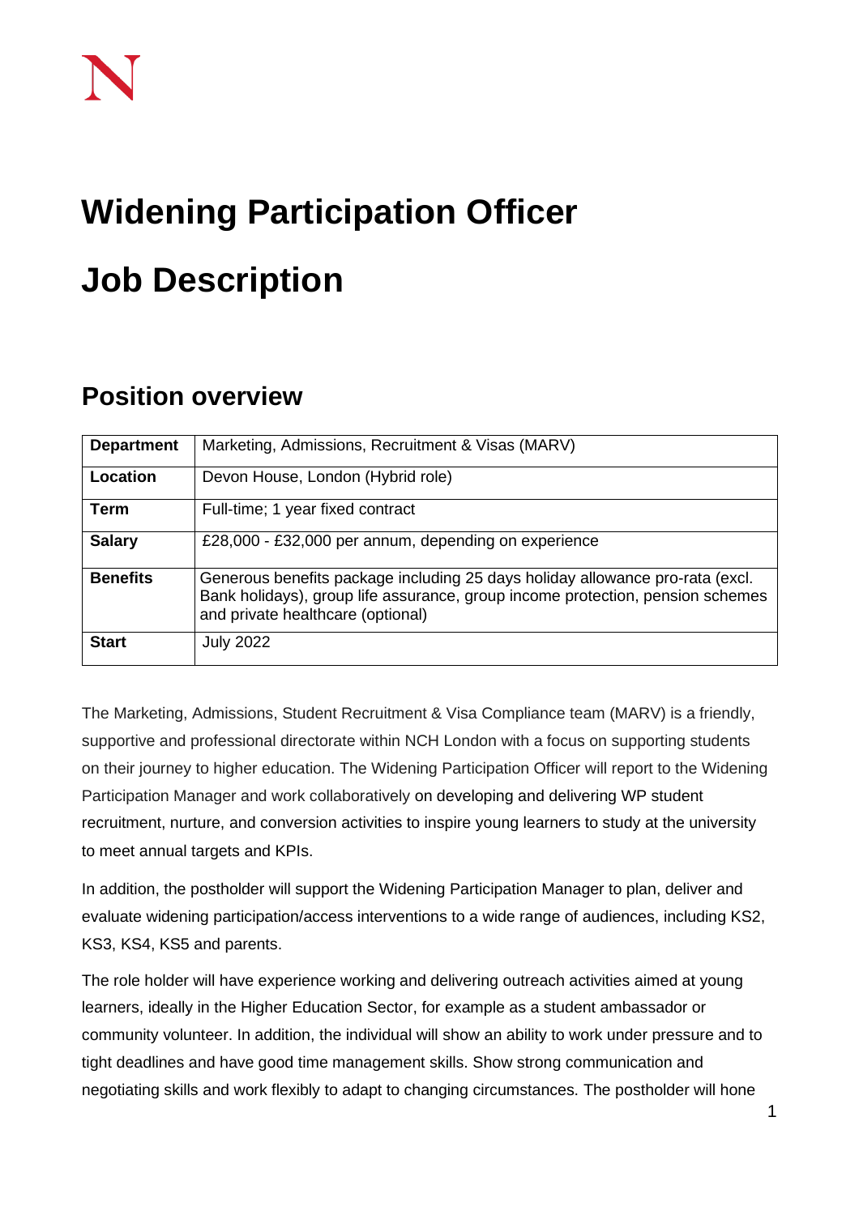# Widening Participation Officer

# Job Description

## Position overview

| **Department** | Marketing, Admissions, Recruitment & Visas (MARV) |
|---|---|
| **Location** | Devon House, London (Hybrid role) |
| **Term** | Full-time; 1 year fixed contract |
| **Salary** | £28,000 - £32,000 per annum, depending on experience |
| **Benefits** | Generous benefits package including 25 days holiday allowance pro-rata (excl. Bank holidays), group life assurance, group income protection, pension schemes and private healthcare (optional) |
| **Start** | July 2022 |

The Marketing, Admissions, Student Recruitment & Visa Compliance team (MARV) is a friendly, supportive and professional directorate within NCH London with a focus on supporting students on their journey to higher education. The Widening Participation Officer will report to the Widening Participation Manager and work collaboratively on developing and delivering WP student recruitment, nurture, and conversion activities to inspire young learners to study at the university to meet annual targets and KPIs.

In addition, the postholder will support the Widening Participation Manager to plan, deliver and evaluate widening participation/access interventions to a wide range of audiences, including KS2, KS3, KS4, KS5 and parents.

The role holder will have experience working and delivering outreach activities aimed at young learners, ideally in the Higher Education Sector, for example as a student ambassador or community volunteer. In addition, the individual will show an ability to work under pressure and to tight deadlines and have good time management skills. Show strong communication and negotiating skills and work flexibly to adapt to changing circumstances. The postholder will hone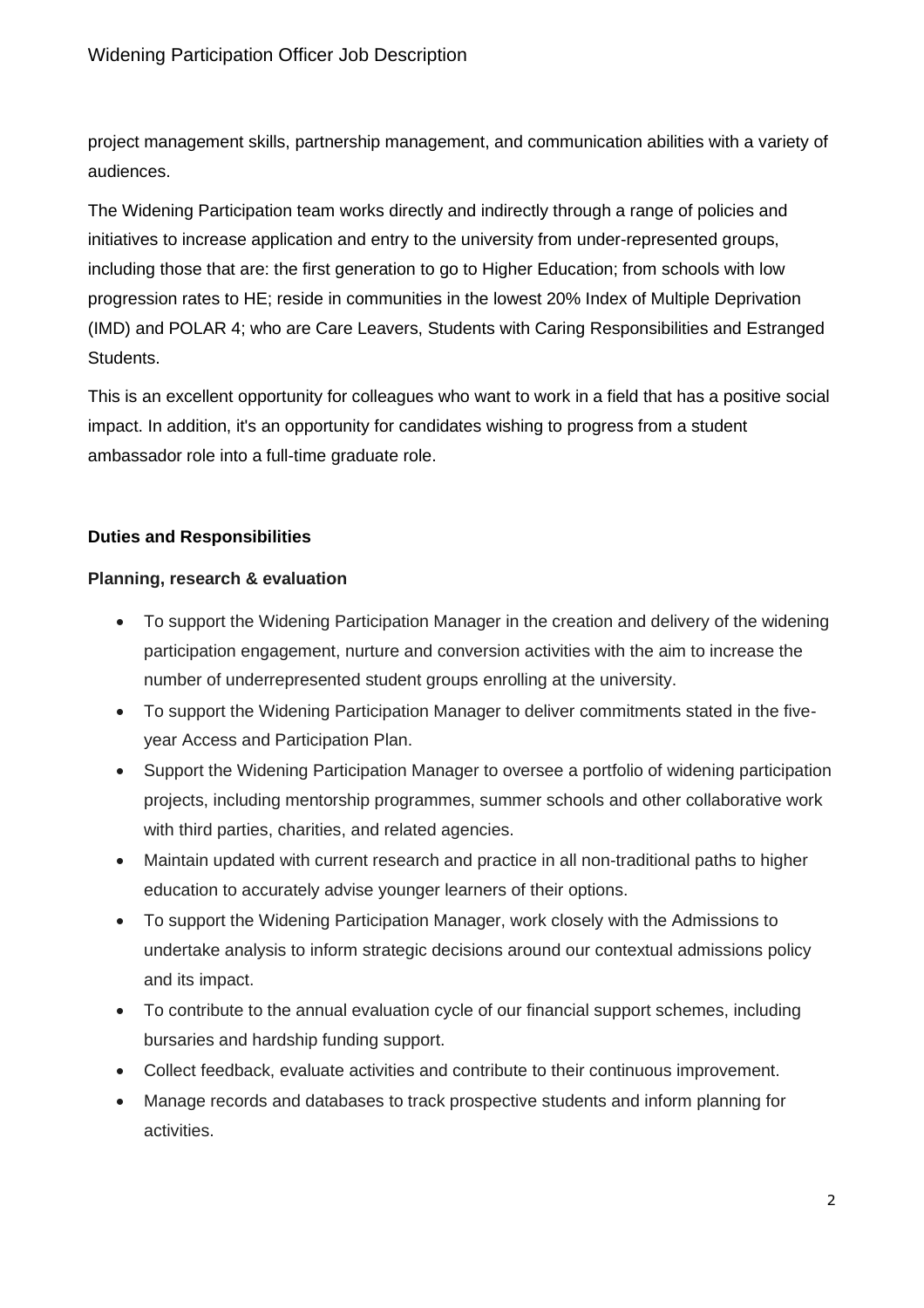project management skills, partnership management, and communication abilities with a variety of audiences.

The Widening Participation team works directly and indirectly through a range of policies and initiatives to increase application and entry to the university from under-represented groups, including those that are: the first generation to go to Higher Education; from schools with low progression rates to HE; reside in communities in the lowest 20% Index of Multiple Deprivation (IMD) and POLAR 4; who are Care Leavers, Students with Caring Responsibilities and Estranged Students.

This is an excellent opportunity for colleagues who want to work in a field that has a positive social impact. In addition, it's an opportunity for candidates wishing to progress from a student ambassador role into a full-time graduate role.

**Duties and Responsibilities**

**Planning, research & evaluation**

- To support the Widening Participation Manager in the creation and delivery of the widening participation engagement, nurture and conversion activities with the aim to increase the number of underrepresented student groups enrolling at the university.
- To support the Widening Participation Manager to deliver commitments stated in the five-year Access and Participation Plan.
- Support the Widening Participation Manager to oversee a portfolio of widening participation projects, including mentorship programmes, summer schools and other collaborative work with third parties, charities, and related agencies.
- Maintain updated with current research and practice in all non-traditional paths to higher education to accurately advise younger learners of their options.
- To support the Widening Participation Manager, work closely with the Admissions to undertake analysis to inform strategic decisions around our contextual admissions policy and its impact.
- To contribute to the annual evaluation cycle of our financial support schemes, including bursaries and hardship funding support.
- Collect feedback, evaluate activities and contribute to their continuous improvement.
- Manage records and databases to track prospective students and inform planning for activities.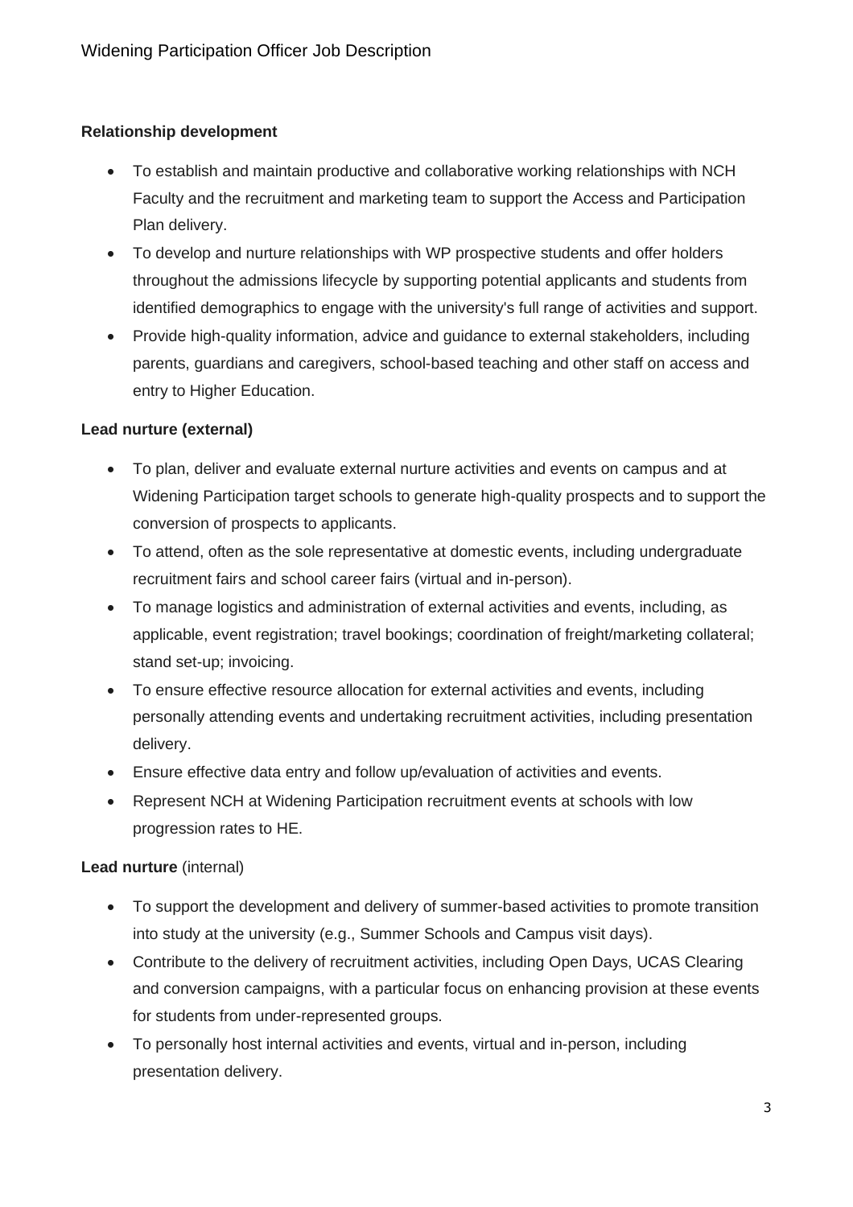**Relationship development**

- To establish and maintain productive and collaborative working relationships with NCH Faculty and the recruitment and marketing team to support the Access and Participation Plan delivery.
- To develop and nurture relationships with WP prospective students and offer holders throughout the admissions lifecycle by supporting potential applicants and students from identified demographics to engage with the university's full range of activities and support.
- Provide high-quality information, advice and guidance to external stakeholders, including parents, guardians and caregivers, school-based teaching and other staff on access and entry to Higher Education.

**Lead nurture (external)**

- To plan, deliver and evaluate external nurture activities and events on campus and at Widening Participation target schools to generate high-quality prospects and to support the conversion of prospects to applicants.
- To attend, often as the sole representative at domestic events, including undergraduate recruitment fairs and school career fairs (virtual and in-person).
- To manage logistics and administration of external activities and events, including, as applicable, event registration; travel bookings; coordination of freight/marketing collateral; stand set-up; invoicing.
- To ensure effective resource allocation for external activities and events, including personally attending events and undertaking recruitment activities, including presentation delivery.
- Ensure effective data entry and follow up/evaluation of activities and events.
- Represent NCH at Widening Participation recruitment events at schools with low progression rates to HE.

**Lead nurture** (internal)

- To support the development and delivery of summer-based activities to promote transition into study at the university (e.g., Summer Schools and Campus visit days).
- Contribute to the delivery of recruitment activities, including Open Days, UCAS Clearing and conversion campaigns, with a particular focus on enhancing provision at these events for students from under-represented groups.
- To personally host internal activities and events, virtual and in-person, including presentation delivery.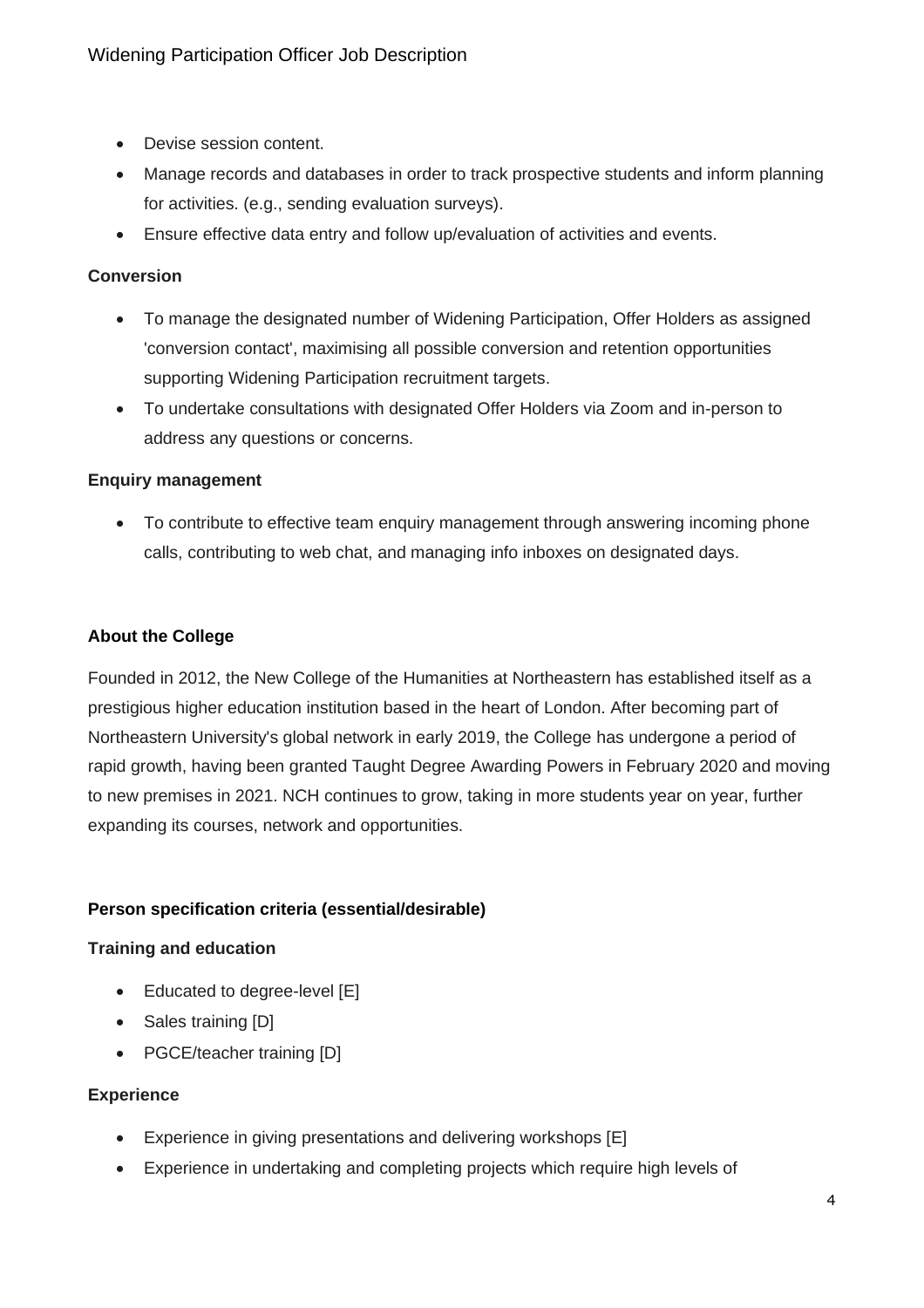- Devise session content.
- Manage records and databases in order to track prospective students and inform planning for activities. (e.g., sending evaluation surveys).
- Ensure effective data entry and follow up/evaluation of activities and events.

**Conversion**

- To manage the designated number of Widening Participation, Offer Holders as assigned 'conversion contact', maximising all possible conversion and retention opportunities supporting Widening Participation recruitment targets.
- To undertake consultations with designated Offer Holders via Zoom and in-person to address any questions or concerns.

**Enquiry management**

- To contribute to effective team enquiry management through answering incoming phone calls, contributing to web chat, and managing info inboxes on designated days.

## About the College

Founded in 2012, the New College of the Humanities at Northeastern has established itself as a prestigious higher education institution based in the heart of London. After becoming part of Northeastern University's global network in early 2019, the College has undergone a period of rapid growth, having been granted Taught Degree Awarding Powers in February 2020 and moving to new premises in 2021. NCH continues to grow, taking in more students year on year, further expanding its courses, network and opportunities.

## Person specification criteria (essential/desirable)

**Training and education**

- Educated to degree-level [E]
- Sales training [D]
- PGCE/teacher training [D]

**Experience**

- Experience in giving presentations and delivering workshops [E]
- Experience in undertaking and completing projects which require high levels of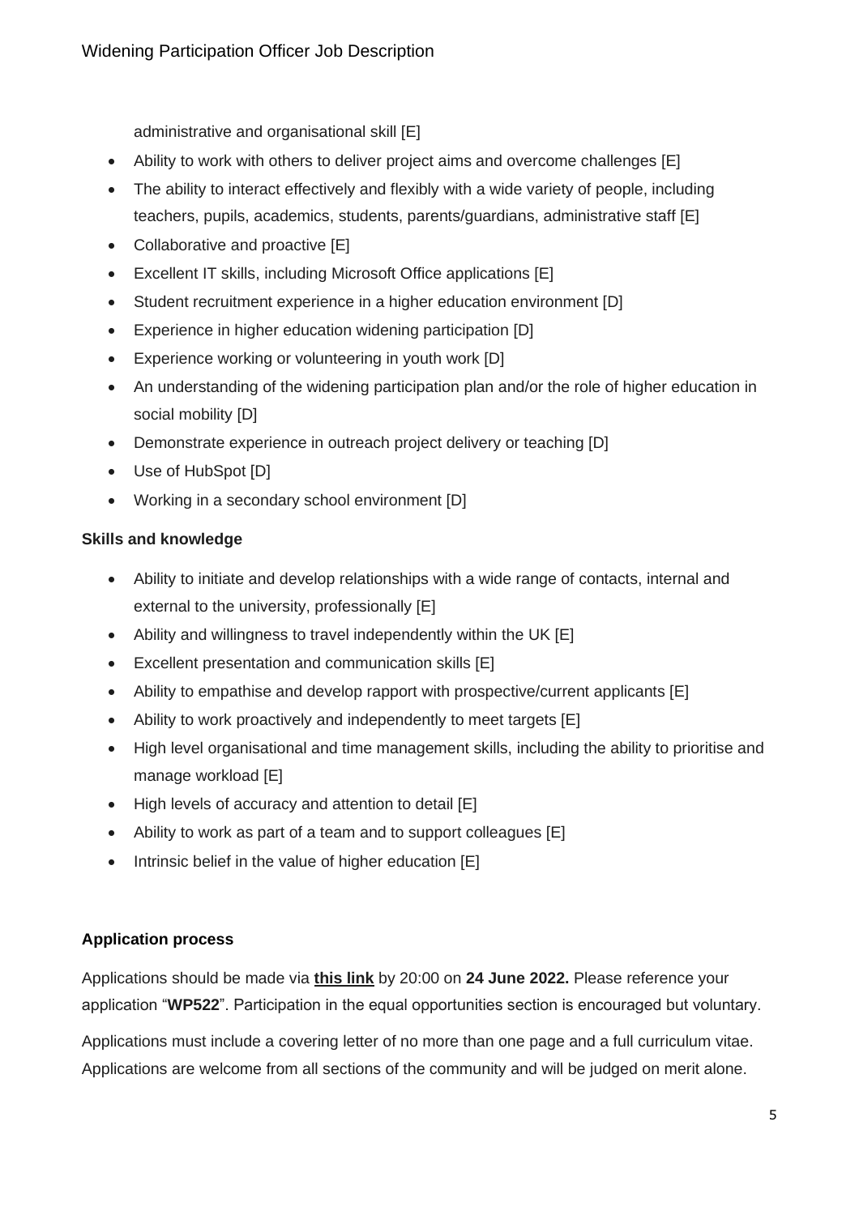administrative and organisational skill [E]

- Ability to work with others to deliver project aims and overcome challenges [E]
- The ability to interact effectively and flexibly with a wide variety of people, including teachers, pupils, academics, students, parents/guardians, administrative staff [E]
- Collaborative and proactive [E]
- Excellent IT skills, including Microsoft Office applications [E]
- Student recruitment experience in a higher education environment [D]
- Experience in higher education widening participation [D]
- Experience working or volunteering in youth work [D]
- An understanding of the widening participation plan and/or the role of higher education in social mobility [D]
- Demonstrate experience in outreach project delivery or teaching [D]
- Use of HubSpot [D]
- Working in a secondary school environment [D]

**Skills and knowledge**

- Ability to initiate and develop relationships with a wide range of contacts, internal and external to the university, professionally [E]
- Ability and willingness to travel independently within the UK [E]
- Excellent presentation and communication skills [E]
- Ability to empathise and develop rapport with prospective/current applicants [E]
- Ability to work proactively and independently to meet targets [E]
- High level organisational and time management skills, including the ability to prioritise and manage workload [E]
- High levels of accuracy and attention to detail [E]
- Ability to work as part of a team and to support colleagues [E]
- Intrinsic belief in the value of higher education [E]

**Application process**

Applications should be made via **this link** by 20:00 on **24 June 2022.** Please reference your application "**WP522**". Participation in the equal opportunities section is encouraged but voluntary.

Applications must include a covering letter of no more than one page and a full curriculum vitae. Applications are welcome from all sections of the community and will be judged on merit alone.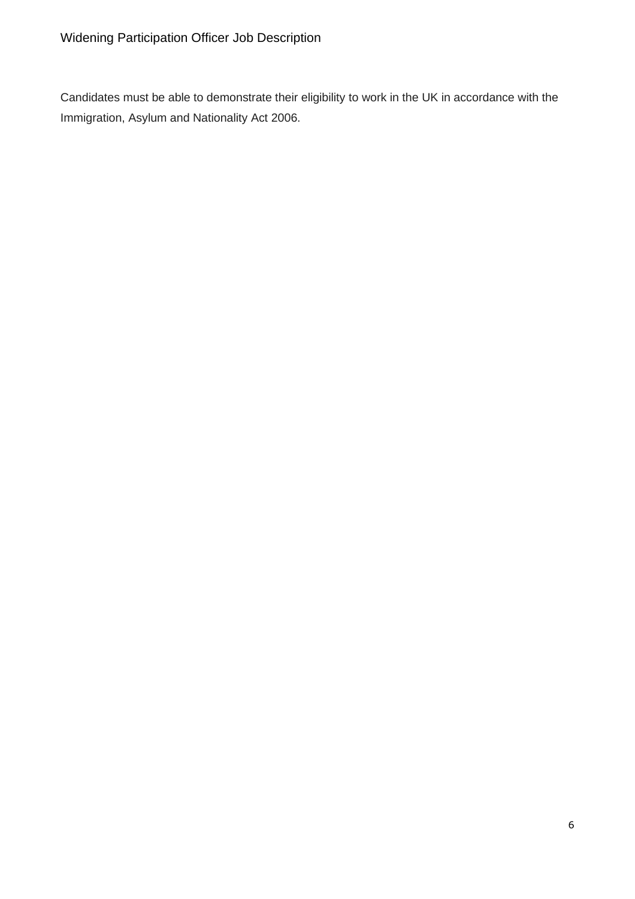Candidates must be able to demonstrate their eligibility to work in the UK in accordance with the Immigration, Asylum and Nationality Act 2006.